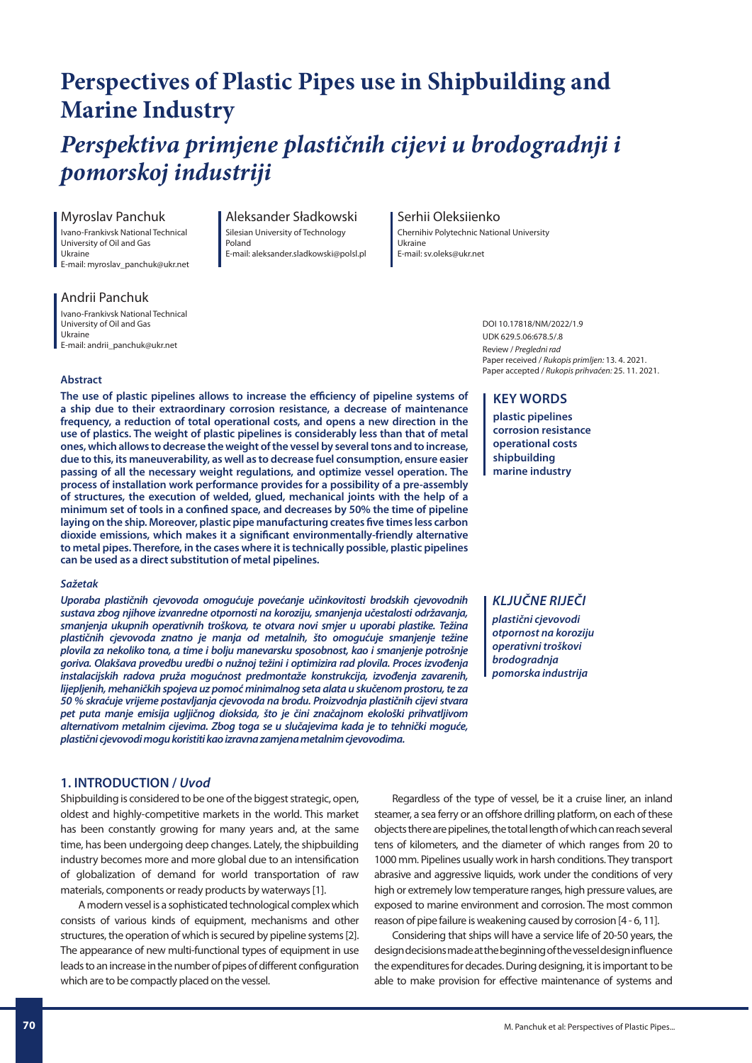# Perspectives of Plastic Pipes use in Shipbuilding and Marine Industry

# *Perspektiva primjene plastičnih cijevi u brodogradnji i pomorskoj industriji*

**Myroslav Panchuk**
Ivano-Frankivsk National Technical University of Oil and Gas
Ukraine
E-mail: myroslav_panchuk@ukr.net

**Aleksander Sładkowski**
Silesian University of Technology
Poland
E-mail: aleksander.sladkowski@polsl.pl

**Serhii Oleksiienko**
Chernihiv Polytechnic National University
Ukraine
E-mail: sv.oleks@ukr.net

**Andrii Panchuk**
Ivano-Frankivsk National Technical University of Oil and Gas
Ukraine
E-mail: andrii_panchuk@ukr.net

DOI 10.17818/NM/2022/1.9
UDK 629.5.06:678.5/.8
Review / *Pregledni rad*
Paper received / *Rukopis primljen:* 13. 4. 2021.
Paper accepted / *Rukopis prihvaćen:* 25. 11. 2021.

### Abstract

**The use of plastic pipelines allows to increase the efficiency of pipeline systems of a ship due to their extraordinary corrosion resistance, a decrease of maintenance frequency, a reduction of total operational costs, and opens a new direction in the use of plastics. The weight of plastic pipelines is considerably less than that of metal ones, which allows to decrease the weight of the vessel by several tons and to increase, due to this, its maneuverability, as well as to decrease fuel consumption, ensure easier passing of all the necessary weight regulations, and optimize vessel operation. The process of installation work performance provides for a possibility of a pre-assembly of structures, the execution of welded, glued, mechanical joints with the help of a minimum set of tools in a confined space, and decreases by 50% the time of pipeline laying on the ship. Moreover, plastic pipe manufacturing creates five times less carbon dioxide emissions, which makes it a significant environmentally-friendly alternative to metal pipes. Therefore, in the cases where it is technically possible, plastic pipelines can be used as a direct substitution of metal pipelines.**

### KEY WORDS

**plastic pipelines**
**corrosion resistance**
**operational costs**
**shipbuilding**
**marine industry**

### *Sažetak*

***Uporaba plastičnih cjevovoda omogućuje povećanje učinkovitosti brodskih cjevovodnih sustava zbog njihove izvanredne otpornosti na koroziju, smanjenja učestalosti održavanja, smanjenja ukupnih operativnih troškova, te otvara novi smjer u uporabi plastike. Težina plastičnih cjevovoda znatno je manja od metalnih, što omogućuje smanjenje težine plovila za nekoliko tona, a time i bolju manevarsku sposobnost, kao i smanjenje potrošnje goriva. Olakšava provedbu uredbi o nužnoj težini i optimizira rad plovila. Proces izvođenja instalacijskih radova pruža mogućnost predmontaže konstrukcija, izvođenja zavarenih, lijepljenih, mehaničkih spojeva uz pomoć minimalnog seta alata u skučenom prostoru, te za 50 % skraćuje vrijeme postavljanja cjevovoda na brodu. Proizvodnja plastičnih cijevi stvara pet puta manje emisija ugljičnog dioksida, što je čini značajnom ekološki prihvatljivom alternativom metalnim cijevima. Zbog toga se u slučajevima kada je to tehnički moguće, plastični cjevovodi mogu koristiti kao izravna zamjena metalnim cjevovodima.***

### *KLJUČNE RIJEČI*

***plastični cjevovodi***
***otpornost na koroziju***
***operativni troškovi***
***brodogradnja***
***pomorska industrija***

## 1. INTRODUCTION / *Uvod*

Shipbuilding is considered to be one of the biggest strategic, open, oldest and highly-competitive markets in the world. This market has been constantly growing for many years and, at the same time, has been undergoing deep changes. Lately, the shipbuilding industry becomes more and more global due to an intensification of globalization of demand for world transportation of raw materials, components or ready products by waterways [1].

A modern vessel is a sophisticated technological complex which consists of various kinds of equipment, mechanisms and other structures, the operation of which is secured by pipeline systems [2]. The appearance of new multi-functional types of equipment in use leads to an increase in the number of pipes of different configuration which are to be compactly placed on the vessel.

Regardless of the type of vessel, be it a cruise liner, an inland steamer, a sea ferry or an offshore drilling platform, on each of these objects there are pipelines, the total length of which can reach several tens of kilometers, and the diameter of which ranges from 20 to 1000 mm. Pipelines usually work in harsh conditions. They transport abrasive and aggressive liquids, work under the conditions of very high or extremely low temperature ranges, high pressure values, are exposed to marine environment and corrosion. The most common reason of pipe failure is weakening caused by corrosion [4 - 6, 11].

Considering that ships will have a service life of 20-50 years, the design decisions made at the beginning of the vessel design influence the expenditures for decades. During designing, it is important to be able to make provision for effective maintenance of systems and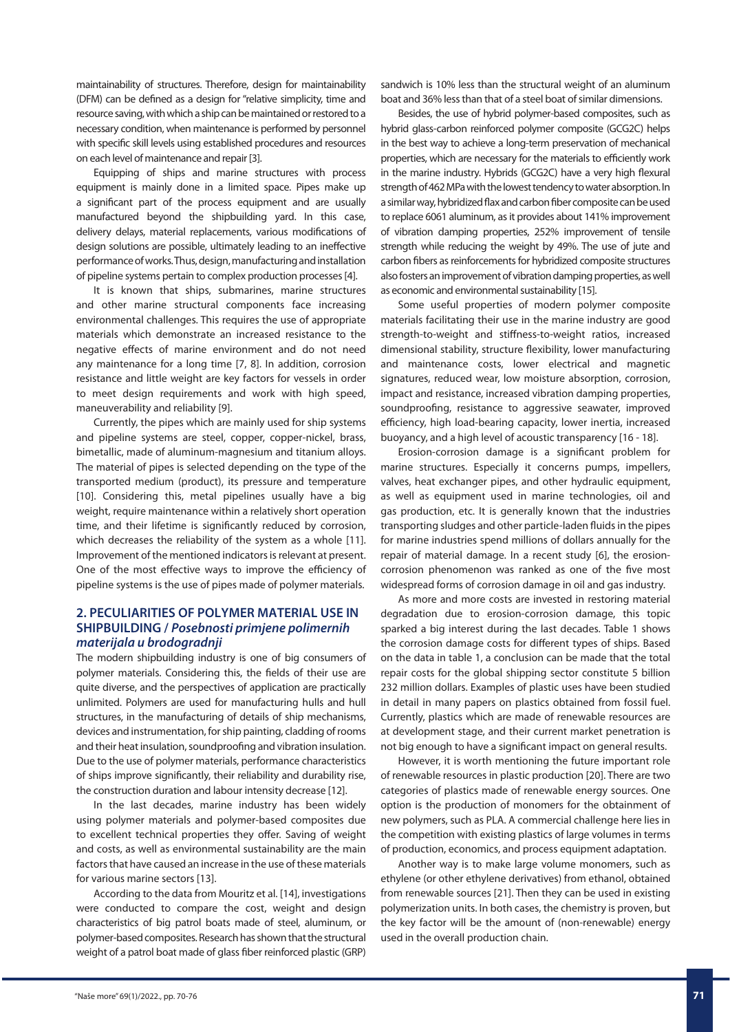maintainability of structures. Therefore, design for maintainability (DFM) can be defined as a design for "relative simplicity, time and resource saving, with which a ship can be maintained or restored to a necessary condition, when maintenance is performed by personnel with specific skill levels using established procedures and resources on each level of maintenance and repair [3].

Equipping of ships and marine structures with process equipment is mainly done in a limited space. Pipes make up a significant part of the process equipment and are usually manufactured beyond the shipbuilding yard. In this case, delivery delays, material replacements, various modifications of design solutions are possible, ultimately leading to an ineffective performance of works. Thus, design, manufacturing and installation of pipeline systems pertain to complex production processes [4].

It is known that ships, submarines, marine structures and other marine structural components face increasing environmental challenges. This requires the use of appropriate materials which demonstrate an increased resistance to the negative effects of marine environment and do not need any maintenance for a long time [7, 8]. In addition, corrosion resistance and little weight are key factors for vessels in order to meet design requirements and work with high speed, maneuverability and reliability [9].

Currently, the pipes which are mainly used for ship systems and pipeline systems are steel, copper, copper-nickel, brass, bimetallic, made of aluminum-magnesium and titanium alloys. The material of pipes is selected depending on the type of the transported medium (product), its pressure and temperature [10]. Considering this, metal pipelines usually have a big weight, require maintenance within a relatively short operation time, and their lifetime is significantly reduced by corrosion, which decreases the reliability of the system as a whole [11]. Improvement of the mentioned indicators is relevant at present. One of the most effective ways to improve the efficiency of pipeline systems is the use of pipes made of polymer materials.

## 2. PECULIARITIES OF POLYMER MATERIAL USE IN SHIPBUILDING / *Posebnosti primjene polimernih materijala u brodogradnji*

The modern shipbuilding industry is one of big consumers of polymer materials. Considering this, the fields of their use are quite diverse, and the perspectives of application are practically unlimited. Polymers are used for manufacturing hulls and hull structures, in the manufacturing of details of ship mechanisms, devices and instrumentation, for ship painting, cladding of rooms and their heat insulation, soundproofing and vibration insulation. Due to the use of polymer materials, performance characteristics of ships improve significantly, their reliability and durability rise, the construction duration and labour intensity decrease [12].

In the last decades, marine industry has been widely using polymer materials and polymer-based composites due to excellent technical properties they offer. Saving of weight and costs, as well as environmental sustainability are the main factors that have caused an increase in the use of these materials for various marine sectors [13].

According to the data from Mouritz et al. [14], investigations were conducted to compare the cost, weight and design characteristics of big patrol boats made of steel, aluminum, or polymer-based composites. Research has shown that the structural weight of a patrol boat made of glass fiber reinforced plastic (GRP) sandwich is 10% less than the structural weight of an aluminum boat and 36% less than that of a steel boat of similar dimensions.

Besides, the use of hybrid polymer-based composites, such as hybrid glass-carbon reinforced polymer composite (GCG2C) helps in the best way to achieve a long-term preservation of mechanical properties, which are necessary for the materials to efficiently work in the marine industry. Hybrids (GCG2C) have a very high flexural strength of 462 MPa with the lowest tendency to water absorption. In a similar way, hybridized flax and carbon fiber composite can be used to replace 6061 aluminum, as it provides about 141% improvement of vibration damping properties, 252% improvement of tensile strength while reducing the weight by 49%. The use of jute and carbon fibers as reinforcements for hybridized composite structures also fosters an improvement of vibration damping properties, as well as economic and environmental sustainability [15].

Some useful properties of modern polymer composite materials facilitating their use in the marine industry are good strength-to-weight and stiffness-to-weight ratios, increased dimensional stability, structure flexibility, lower manufacturing and maintenance costs, lower electrical and magnetic signatures, reduced wear, low moisture absorption, corrosion, impact and resistance, increased vibration damping properties, soundproofing, resistance to aggressive seawater, improved efficiency, high load-bearing capacity, lower inertia, increased buoyancy, and a high level of acoustic transparency [16 - 18].

Erosion-corrosion damage is a significant problem for marine structures. Especially it concerns pumps, impellers, valves, heat exchanger pipes, and other hydraulic equipment, as well as equipment used in marine technologies, oil and gas production, etc. It is generally known that the industries transporting sludges and other particle-laden fluids in the pipes for marine industries spend millions of dollars annually for the repair of material damage. In a recent study [6], the erosion-corrosion phenomenon was ranked as one of the five most widespread forms of corrosion damage in oil and gas industry.

As more and more costs are invested in restoring material degradation due to erosion-corrosion damage, this topic sparked a big interest during the last decades. Table 1 shows the corrosion damage costs for different types of ships. Based on the data in table 1, a conclusion can be made that the total repair costs for the global shipping sector constitute 5 billion 232 million dollars. Examples of plastic uses have been studied in detail in many papers on plastics obtained from fossil fuel. Currently, plastics which are made of renewable resources are at development stage, and their current market penetration is not big enough to have a significant impact on general results.

However, it is worth mentioning the future important role of renewable resources in plastic production [20]. There are two categories of plastics made of renewable energy sources. One option is the production of monomers for the obtainment of new polymers, such as PLA. A commercial challenge here lies in the competition with existing plastics of large volumes in terms of production, economics, and process equipment adaptation.

Another way is to make large volume monomers, such as ethylene (or other ethylene derivatives) from ethanol, obtained from renewable sources [21]. Then they can be used in existing polymerization units. In both cases, the chemistry is proven, but the key factor will be the amount of (non-renewable) energy used in the overall production chain.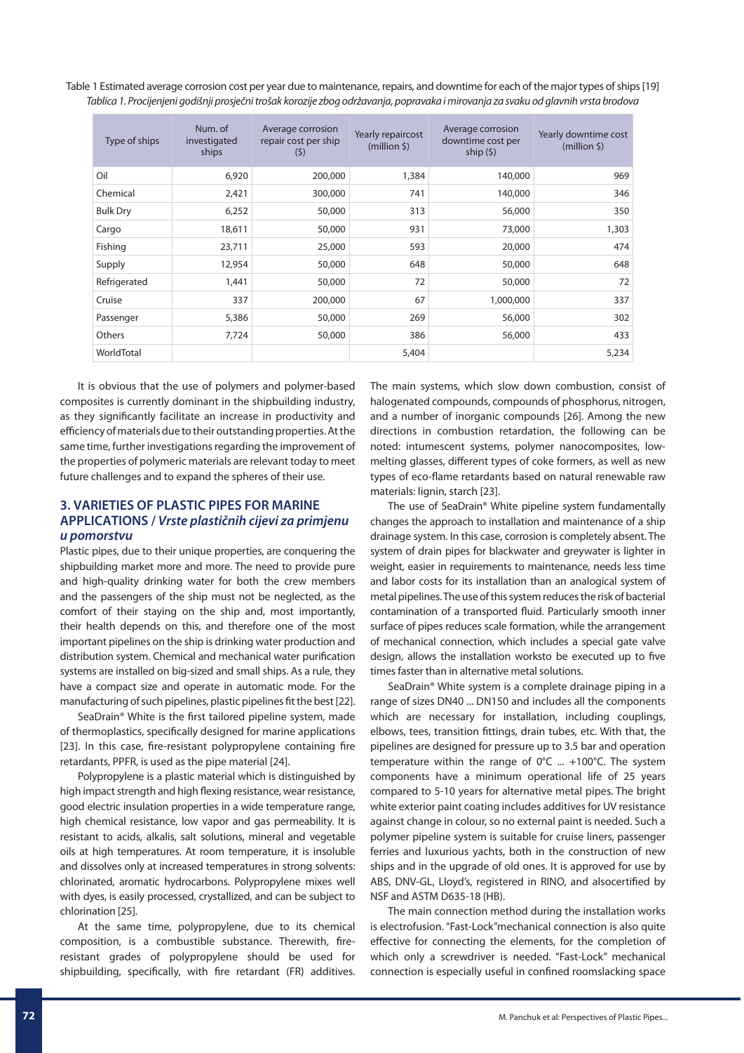Table 1 Estimated average corrosion cost per year due to maintenance, repairs, and downtime for each of the major types of ships [19]
*Tablica 1. Procijenjeni godišnji prosječni trošak korozije zbog održavanja, popravaka i mirovanja za svaku od glavnih vrsta brodova*

| Type of ships | Num. of investigated ships | Average corrosion repair cost per ship ($) | Yearly repaircost (million $) | Average corrosion downtime cost per ship ($) | Yearly downtime cost (million $) |
|---|---|---|---|---|---|
| Oil | 6,920 | 200,000 | 1,384 | 140,000 | 969 |
| Chemical | 2,421 | 300,000 | 741 | 140,000 | 346 |
| Bulk Dry | 6,252 | 50,000 | 313 | 56,000 | 350 |
| Cargo | 18,611 | 50,000 | 931 | 73,000 | 1,303 |
| Fishing | 23,711 | 25,000 | 593 | 20,000 | 474 |
| Supply | 12,954 | 50,000 | 648 | 50,000 | 648 |
| Refrigerated | 1,441 | 50,000 | 72 | 50,000 | 72 |
| Cruise | 337 | 200,000 | 67 | 1,000,000 | 337 |
| Passenger | 5,386 | 50,000 | 269 | 56,000 | 302 |
| Others | 7,724 | 50,000 | 386 | 56,000 | 433 |
| WorldTotal | | | 5,404 | | 5,234 |

It is obvious that the use of polymers and polymer-based composites is currently dominant in the shipbuilding industry, as they significantly facilitate an increase in productivity and efficiency of materials due to their outstanding properties. At the same time, further investigations regarding the improvement of the properties of polymeric materials are relevant today to meet future challenges and to expand the spheres of their use.

## 3. VARIETIES OF PLASTIC PIPES FOR MARINE APPLICATIONS / *Vrste plastičnih cijevi za primjenu u pomorstvu*

Plastic pipes, due to their unique properties, are conquering the shipbuilding market more and more. The need to provide pure and high-quality drinking water for both the crew members and the passengers of the ship must not be neglected, as the comfort of their staying on the ship and, most importantly, their health depends on this, and therefore one of the most important pipelines on the ship is drinking water production and distribution system. Chemical and mechanical water purification systems are installed on big-sized and small ships. As a rule, they have a compact size and operate in automatic mode. For the manufacturing of such pipelines, plastic pipelines fit the best [22].

SeaDrain® White is the first tailored pipeline system, made of thermoplastics, specifically designed for marine applications [23]. In this case, fire-resistant polypropylene containing fire retardants, PPFR, is used as the pipe material [24].

Polypropylene is a plastic material which is distinguished by high impact strength and high flexing resistance, wear resistance, good electric insulation properties in a wide temperature range, high chemical resistance, low vapor and gas permeability. It is resistant to acids, alkalis, salt solutions, mineral and vegetable oils at high temperatures. At room temperature, it is insoluble and dissolves only at increased temperatures in strong solvents: chlorinated, aromatic hydrocarbons. Polypropylene mixes well with dyes, is easily processed, crystallized, and can be subject to chlorination [25].

At the same time, polypropylene, due to its chemical composition, is a combustible substance. Therewith, fire-resistant grades of polypropylene should be used for shipbuilding, specifically, with fire retardant (FR) additives. The main systems, which slow down combustion, consist of halogenated compounds, compounds of phosphorus, nitrogen, and a number of inorganic compounds [26]. Among the new directions in combustion retardation, the following can be noted: intumescent systems, polymer nanocomposites, low-melting glasses, different types of coke formers, as well as new types of eco-flame retardants based on natural renewable raw materials: lignin, starch [23].

The use of SeaDrain® White pipeline system fundamentally changes the approach to installation and maintenance of a ship drainage system. In this case, corrosion is completely absent. The system of drain pipes for blackwater and greywater is lighter in weight, easier in requirements to maintenance, needs less time and labor costs for its installation than an analogical system of metal pipelines. The use of this system reduces the risk of bacterial contamination of a transported fluid. Particularly smooth inner surface of pipes reduces scale formation, while the arrangement of mechanical connection, which includes a special gate valve design, allows the installation worksto be executed up to five times faster than in alternative metal solutions.

SeaDrain® White system is a complete drainage piping in a range of sizes DN40 ... DN150 and includes all the components which are necessary for installation, including couplings, elbows, tees, transition fittings, drain tubes, etc. With that, the pipelines are designed for pressure up to 3.5 bar and operation temperature within the range of 0°C ... +100°C. The system components have a minimum operational life of 25 years compared to 5-10 years for alternative metal pipes. The bright white exterior paint coating includes additives for UV resistance against change in colour, so no external paint is needed. Such a polymer pipeline system is suitable for cruise liners, passenger ferries and luxurious yachts, both in the construction of new ships and in the upgrade of old ones. It is approved for use by ABS, DNV-GL, Lloyd's, registered in RINO, and alsocertified by NSF and ASTM D635-18 (HB).

The main connection method during the installation works is electrofusion. "Fast-Lock"mechanical connection is also quite effective for connecting the elements, for the completion of which only a screwdriver is needed. "Fast-Lock" mechanical connection is especially useful in confined roomslacking space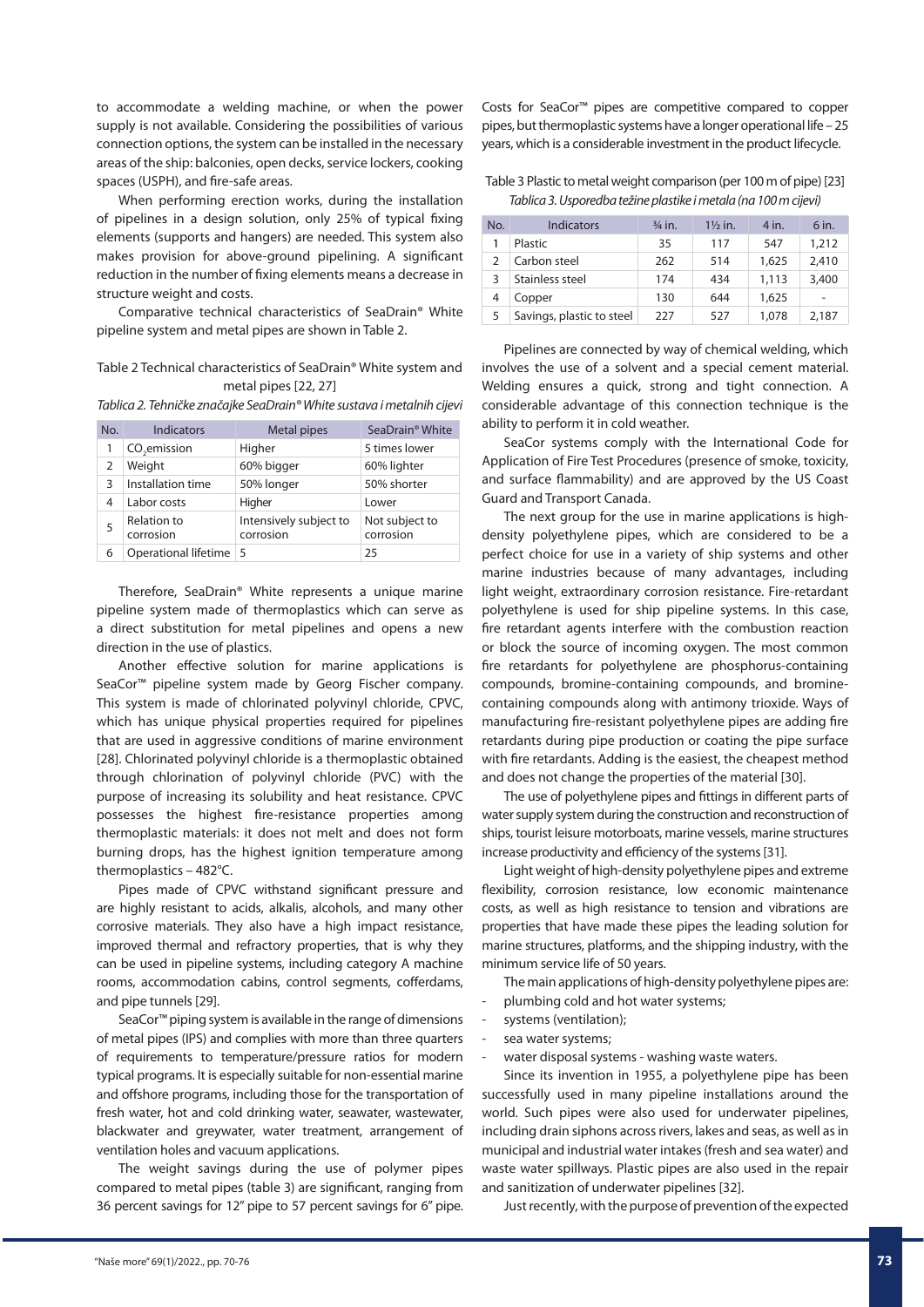to accommodate a welding machine, or when the power supply is not available. Considering the possibilities of various connection options, the system can be installed in the necessary areas of the ship: balconies, open decks, service lockers, cooking spaces (USPH), and fire-safe areas.

When performing erection works, during the installation of pipelines in a design solution, only 25% of typical fixing elements (supports and hangers) are needed. This system also makes provision for above-ground pipelining. A significant reduction in the number of fixing elements means a decrease in structure weight and costs.

Comparative technical characteristics of SeaDrain® White pipeline system and metal pipes are shown in Table 2.

Table 2 Technical characteristics of SeaDrain® White system and metal pipes [22, 27]

*Tablica 2. Tehničke značajke SeaDrain® White sustava i metalnih cijevi*

| No. | Indicators | Metal pipes | SeaDrain® White |
|---|---|---|---|
| 1 | $CO_2$ emission | Higher | 5 times lower |
| 2 | Weight | 60% bigger | 60% lighter |
| 3 | Installation time | 50% longer | 50% shorter |
| 4 | Labor costs | Higher | Lower |
| 5 | Relation to corrosion | Intensively subject to corrosion | Not subject to corrosion |
| 6 | Operational lifetime | 5 | 25 |

Therefore, SeaDrain® White represents a unique marine pipeline system made of thermoplastics which can serve as a direct substitution for metal pipelines and opens a new direction in the use of plastics.

Another effective solution for marine applications is SeaCor™ pipeline system made by Georg Fischer company. This system is made of chlorinated polyvinyl chloride, CPVC, which has unique physical properties required for pipelines that are used in aggressive conditions of marine environment [28]. Chlorinated polyvinyl chloride is a thermoplastic obtained through chlorination of polyvinyl chloride (PVC) with the purpose of increasing its solubility and heat resistance. CPVC possesses the highest fire-resistance properties among thermoplastic materials: it does not melt and does not form burning drops, has the highest ignition temperature among thermoplastics – 482°C.

Pipes made of CPVC withstand significant pressure and are highly resistant to acids, alkalis, alcohols, and many other corrosive materials. They also have a high impact resistance, improved thermal and refractory properties, that is why they can be used in pipeline systems, including category A machine rooms, accommodation cabins, control segments, cofferdams, and pipe tunnels [29].

SeaCor™ piping system is available in the range of dimensions of metal pipes (IPS) and complies with more than three quarters of requirements to temperature/pressure ratios for modern typical programs. It is especially suitable for non-essential marine and offshore programs, including those for the transportation of fresh water, hot and cold drinking water, seawater, wastewater, blackwater and greywater, water treatment, arrangement of ventilation holes and vacuum applications.

The weight savings during the use of polymer pipes compared to metal pipes (table 3) are significant, ranging from 36 percent savings for 12" pipe to 57 percent savings for 6" pipe. Costs for SeaCor™ pipes are competitive compared to copper pipes, but thermoplastic systems have a longer operational life – 25 years, which is a considerable investment in the product lifecycle.

Table 3 Plastic to metal weight comparison (per 100 m of pipe) [23]

*Tablica 3. Usporedba težine plastike i metala (na 100 m cijevi)*

| No. | Indicators | ¾ in. | 1½ in. | 4 in. | 6 in. |
|---|---|---|---|---|---|
| 1 | Plastic | 35 | 117 | 547 | 1,212 |
| 2 | Carbon steel | 262 | 514 | 1,625 | 2,410 |
| 3 | Stainless steel | 174 | 434 | 1,113 | 3,400 |
| 4 | Copper | 130 | 644 | 1,625 | - |
| 5 | Savings, plastic to steel | 227 | 527 | 1,078 | 2,187 |

Pipelines are connected by way of chemical welding, which involves the use of a solvent and a special cement material. Welding ensures a quick, strong and tight connection. A considerable advantage of this connection technique is the ability to perform it in cold weather.

SeaCor systems comply with the International Code for Application of Fire Test Procedures (presence of smoke, toxicity, and surface flammability) and are approved by the US Coast Guard and Transport Canada.

The next group for the use in marine applications is high-density polyethylene pipes, which are considered to be a perfect choice for use in a variety of ship systems and other marine industries because of many advantages, including light weight, extraordinary corrosion resistance. Fire-retardant polyethylene is used for ship pipeline systems. In this case, fire retardant agents interfere with the combustion reaction or block the source of incoming oxygen. The most common fire retardants for polyethylene are phosphorus-containing compounds, bromine-containing compounds, and bromine-containing compounds along with antimony trioxide. Ways of manufacturing fire-resistant polyethylene pipes are adding fire retardants during pipe production or coating the pipe surface with fire retardants. Adding is the easiest, the cheapest method and does not change the properties of the material [30].

The use of polyethylene pipes and fittings in different parts of water supply system during the construction and reconstruction of ships, tourist leisure motorboats, marine vessels, marine structures increase productivity and efficiency of the systems [31].

Light weight of high-density polyethylene pipes and extreme flexibility, corrosion resistance, low economic maintenance costs, as well as high resistance to tension and vibrations are properties that have made these pipes the leading solution for marine structures, platforms, and the shipping industry, with the minimum service life of 50 years.

The main applications of high-density polyethylene pipes are:

- plumbing cold and hot water systems;
- systems (ventilation);
- sea water systems;
- water disposal systems - washing waste waters.

Since its invention in 1955, a polyethylene pipe has been successfully used in many pipeline installations around the world. Such pipes were also used for underwater pipelines, including drain siphons across rivers, lakes and seas, as well as in municipal and industrial water intakes (fresh and sea water) and waste water spillways. Plastic pipes are also used in the repair and sanitization of underwater pipelines [32].

Just recently, with the purpose of prevention of the expected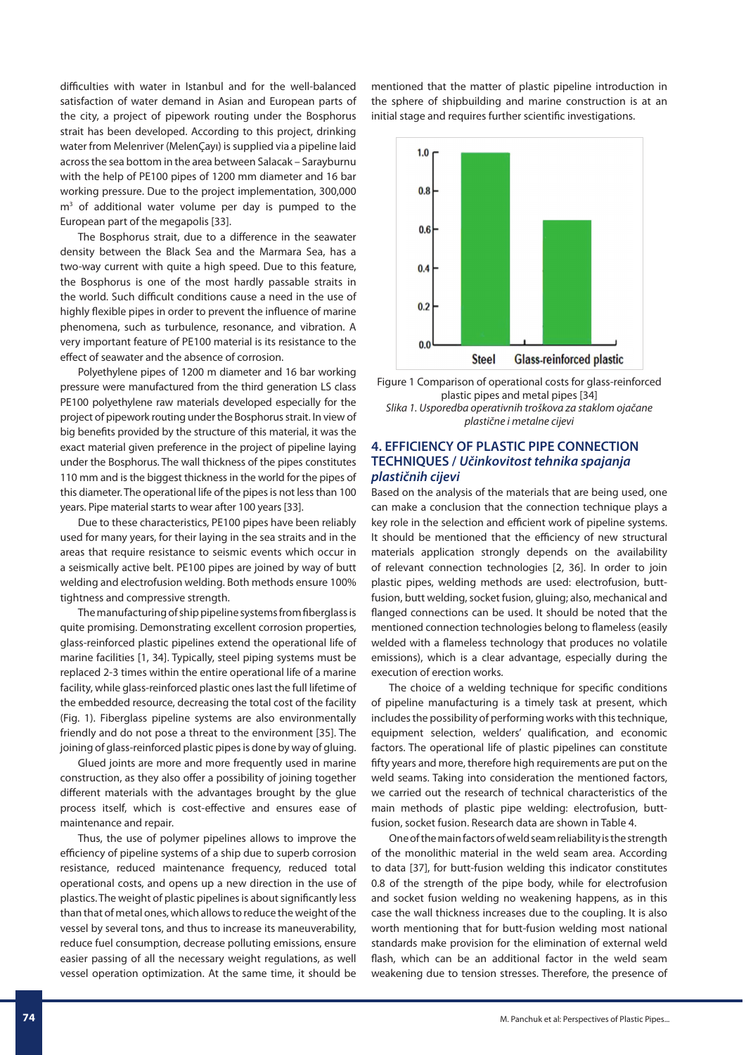difficulties with water in Istanbul and for the well-balanced satisfaction of water demand in Asian and European parts of the city, a project of pipework routing under the Bosphorus strait has been developed. According to this project, drinking water from Melenriver (MelenÇayı) is supplied via a pipeline laid across the sea bottom in the area between Salacak – Sarayburnu with the help of PE100 pipes of 1200 mm diameter and 16 bar working pressure. Due to the project implementation, 300,000 $m^3$ of additional water volume per day is pumped to the European part of the megapolis [33].

The Bosphorus strait, due to a difference in the seawater density between the Black Sea and the Marmara Sea, has a two-way current with quite a high speed. Due to this feature, the Bosphorus is one of the most hardly passable straits in the world. Such difficult conditions cause a need in the use of highly flexible pipes in order to prevent the influence of marine phenomena, such as turbulence, resonance, and vibration. A very important feature of PE100 material is its resistance to the effect of seawater and the absence of corrosion.

Polyethylene pipes of 1200 m diameter and 16 bar working pressure were manufactured from the third generation LS class PE100 polyethylene raw materials developed especially for the project of pipework routing under the Bosphorus strait. In view of big benefits provided by the structure of this material, it was the exact material given preference in the project of pipeline laying under the Bosphorus. The wall thickness of the pipes constitutes 110 mm and is the biggest thickness in the world for the pipes of this diameter. The operational life of the pipes is not less than 100 years. Pipe material starts to wear after 100 years [33].

Due to these characteristics, PE100 pipes have been reliably used for many years, for their laying in the sea straits and in the areas that require resistance to seismic events which occur in a seismically active belt. PE100 pipes are joined by way of butt welding and electrofusion welding. Both methods ensure 100% tightness and compressive strength.

The manufacturing of ship pipeline systems from fiberglass is quite promising. Demonstrating excellent corrosion properties, glass-reinforced plastic pipelines extend the operational life of marine facilities [1, 34]. Typically, steel piping systems must be replaced 2-3 times within the entire operational life of a marine facility, while glass-reinforced plastic ones last the full lifetime of the embedded resource, decreasing the total cost of the facility (Fig. 1). Fiberglass pipeline systems are also environmentally friendly and do not pose a threat to the environment [35]. The joining of glass-reinforced plastic pipes is done by way of gluing.

Glued joints are more and more frequently used in marine construction, as they also offer a possibility of joining together different materials with the advantages brought by the glue process itself, which is cost-effective and ensures ease of maintenance and repair.

Thus, the use of polymer pipelines allows to improve the efficiency of pipeline systems of a ship due to superb corrosion resistance, reduced maintenance frequency, reduced total operational costs, and opens up a new direction in the use of plastics. The weight of plastic pipelines is about significantly less than that of metal ones, which allows to reduce the weight of the vessel by several tons, and thus to increase its maneuverability, reduce fuel consumption, decrease polluting emissions, ensure easier passing of all the necessary weight regulations, as well vessel operation optimization. At the same time, it should be mentioned that the matter of plastic pipeline introduction in the sphere of shipbuilding and marine construction is at an initial stage and requires further scientific investigations.

Figure 1 Comparison of operational costs for glass-reinforced plastic pipes and metal pipes [34]

*Slika 1. Usporedba operativnih troškova za staklom ojačane plastične i metalne cijevi*

## 4. EFFICIENCY OF PLASTIC PIPE CONNECTION TECHNIQUES / *Učinkovitost tehnika spajanja plastičnih cijevi*

Based on the analysis of the materials that are being used, one can make a conclusion that the connection technique plays a key role in the selection and efficient work of pipeline systems. It should be mentioned that the efficiency of new structural materials application strongly depends on the availability of relevant connection technologies [2, 36]. In order to join plastic pipes, welding methods are used: electrofusion, butt-fusion, butt welding, socket fusion, gluing; also, mechanical and flanged connections can be used. It should be noted that the mentioned connection technologies belong to flameless (easily welded with a flameless technology that produces no volatile emissions), which is a clear advantage, especially during the execution of erection works.

The choice of a welding technique for specific conditions of pipeline manufacturing is a timely task at present, which includes the possibility of performing works with this technique, equipment selection, welders' qualification, and economic factors. The operational life of plastic pipelines can constitute fifty years and more, therefore high requirements are put on the weld seams. Taking into consideration the mentioned factors, we carried out the research of technical characteristics of the main methods of plastic pipe welding: electrofusion, butt-fusion, socket fusion. Research data are shown in Table 4.

One of the main factors of weld seam reliability is the strength of the monolithic material in the weld seam area. According to data [37], for butt-fusion welding this indicator constitutes 0.8 of the strength of the pipe body, while for electrofusion and socket fusion welding no weakening happens, as in this case the wall thickness increases due to the coupling. It is also worth mentioning that for butt-fusion welding most national standards make provision for the elimination of external weld flash, which can be an additional factor in the weld seam weakening due to tension stresses. Therefore, the presence of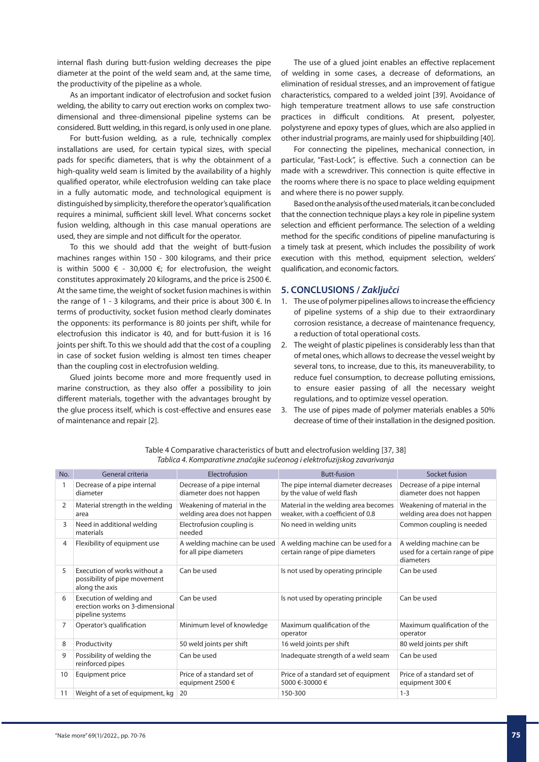internal flash during butt-fusion welding decreases the pipe diameter at the point of the weld seam and, at the same time, the productivity of the pipeline as a whole.

As an important indicator of electrofusion and socket fusion welding, the ability to carry out erection works on complex two-dimensional and three-dimensional pipeline systems can be considered. Butt welding, in this regard, is only used in one plane.

For butt-fusion welding, as a rule, technically complex installations are used, for certain typical sizes, with special pads for specific diameters, that is why the obtainment of a high-quality weld seam is limited by the availability of a highly qualified operator, while electrofusion welding can take place in a fully automatic mode, and technological equipment is distinguished by simplicity, therefore the operator's qualification requires a minimal, sufficient skill level. What concerns socket fusion welding, although in this case manual operations are used, they are simple and not difficult for the operator.

To this we should add that the weight of butt-fusion machines ranges within 150 - 300 kilograms, and their price is within 5000 € - 30,000 €; for electrofusion, the weight constitutes approximately 20 kilograms, and the price is 2500 €. At the same time, the weight of socket fusion machines is within the range of 1 - 3 kilograms, and their price is about 300 €. In terms of productivity, socket fusion method clearly dominates the opponents: its performance is 80 joints per shift, while for electrofusion this indicator is 40, and for butt-fusion it is 16 joints per shift. To this we should add that the cost of a coupling in case of socket fusion welding is almost ten times cheaper than the coupling cost in electrofusion welding.

Glued joints become more and more frequently used in marine construction, as they also offer a possibility to join different materials, together with the advantages brought by the glue process itself, which is cost-effective and ensures ease of maintenance and repair [2].

The use of a glued joint enables an effective replacement of welding in some cases, a decrease of deformations, an elimination of residual stresses, and an improvement of fatigue characteristics, compared to a welded joint [39]. Avoidance of high temperature treatment allows to use safe construction practices in difficult conditions. At present, polyester, polystyrene and epoxy types of glues, which are also applied in other industrial programs, are mainly used for shipbuilding [40].

For connecting the pipelines, mechanical connection, in particular, "Fast-Lock", is effective. Such a connection can be made with a screwdriver. This connection is quite effective in the rooms where there is no space to place welding equipment and where there is no power supply.

Based on the analysis of the used materials, it can be concluded that the connection technique plays a key role in pipeline system selection and efficient performance. The selection of a welding method for the specific conditions of pipeline manufacturing is a timely task at present, which includes the possibility of work execution with this method, equipment selection, welders' qualification, and economic factors.

## 5. CONCLUSIONS / *Zaključci*

1. The use of polymer pipelines allows to increase the efficiency of pipeline systems of a ship due to their extraordinary corrosion resistance, a decrease of maintenance frequency, a reduction of total operational costs.
2. The weight of plastic pipelines is considerably less than that of metal ones, which allows to decrease the vessel weight by several tons, to increase, due to this, its maneuverability, to reduce fuel consumption, to decrease polluting emissions, to ensure easier passing of all the necessary weight regulations, and to optimize vessel operation.
3. The use of pipes made of polymer materials enables a 50% decrease of time of their installation in the designed position.

Table 4 Comparative characteristics of butt and electrofusion welding [37, 38]
*Tablica 4. Komparativne značajke sučeonog i elektrofuzijskog zavarivanja*

| No. | General criteria | Electrofusion | Butt-fusion | Socket fusion |
|---|---|---|---|---|
| 1 | Decrease of a pipe internal diameter | Decrease of a pipe internal diameter does not happen | The pipe internal diameter decreases by the value of weld flash | Decrease of a pipe internal diameter does not happen |
| 2 | Material strength in the welding area | Weakening of material in the welding area does not happen | Material in the welding area becomes weaker, with a coefficient of 0.8 | Weakening of material in the welding area does not happen |
| 3 | Need in additional welding materials | Electrofusion coupling is needed | No need in welding units | Common coupling is needed |
| 4 | Flexibility of equipment use | A welding machine can be used for all pipe diameters | A welding machine can be used for a certain range of pipe diameters | A welding machine can be used for a certain range of pipe diameters |
| 5 | Execution of works without a possibility of pipe movement along the axis | Can be used | Is not used by operating principle | Can be used |
| 6 | Execution of welding and erection works on 3-dimensional pipeline systems | Can be used | Is not used by operating principle | Can be used |
| 7 | Operator's qualification | Minimum level of knowledge | Maximum qualification of the operator | Maximum qualification of the operator |
| 8 | Productivity | 50 weld joints per shift | 16 weld joints per shift | 80 weld joints per shift |
| 9 | Possibility of welding the reinforced pipes | Can be used | Inadequate strength of a weld seam | Can be used |
| 10 | Equipment price | Price of a standard set of equipment 2500 € | Price of a standard set of equipment 5000 €-30000 € | Price of a standard set of equipment 300 € |
| 11 | Weight of a set of equipment, kg | 20 | 150-300 | 1-3 |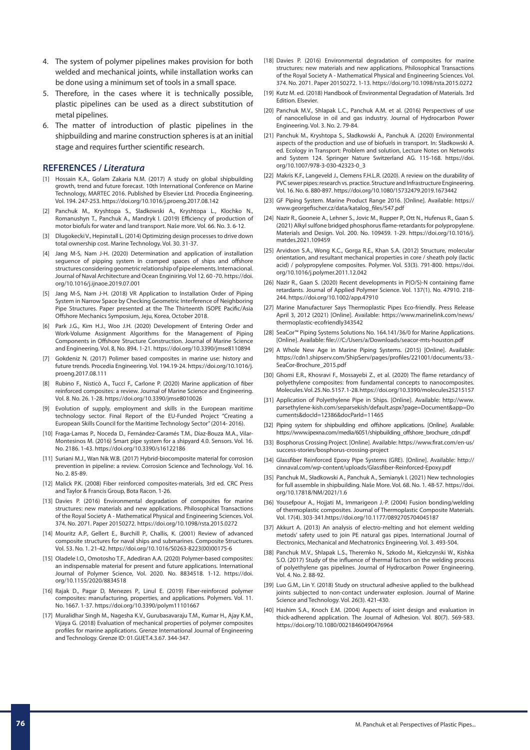4. The system of polymer pipelines makes provision for both welded and mechanical joints, while installation works can be done using a minimum set of tools in a small space.
5. Therefore, in the cases where it is technically possible, plastic pipelines can be used as a direct substitution of metal pipelines.
6. The matter of introduction of plastic pipelines in the shipbuilding and marine construction spheres is at an initial stage and requires further scientific research.

## REFERENCES / *Literatura*

[1] Hossain K.A., Golam Zakaria N.M. (2017) A study on global shipbuilding growth, trend and future forecast. 10th International Conference on Marine Technology, MARTEC 2016. Published by Elsevier Ltd. Procedia Engineering. Vol. 194. 247-253. https://doi.org/10.1016/j.proeng.2017.08.142

[2] Panchuk M., Kryshtopa S., Sladkowski A., Kryshtopa L., Klochko N., Romanushyn T., Panchuk A., Mandryk I. (2019) Efficiency of production of motor biofuels for water and land transport. Naše more. Vol. 66. No. 3. 6-12.

[3] Dlugokecki V., Hepinstall L. (2014) Optimizing design processes to drive down total ownership cost. Marine Technology. Vol. 30. 31-37.

[4] Jang M-S, Nam J-H. (2020) Determination and application of installation seguence of pipping system in cramped spaces of ships and offshore structures considering geometric relationship of pipe elements. Internacional. Journal of Naval Architecture and Ocean Enginiring. Vol 12. 60 -70. https://doi.org/10.1016/j.ijnaoe.2019.07.001

[5] Jang M-S, Nam J-H. (2018) VR Application to Installation Order of Piping System in Narrow Space by Checking Geometric Interference of Neighboring Pipe Structures. Paper presented at the The Thirteenth ISOPE Pacific/Asia Offshore Mechanics Symposium, Jeju, Korea, October 2018.

[6] Park J.G., Kim H.J., Woo J.H. (2020) Development of Entering Order and Work-Volume Assignment Algorithms for the Management of Piping Components in Offshore Structure Construction. Journal of Marine Science and Engineering. Vol. 8, No. 894. 1-21. https://doi.org/10.3390/jmse8110894

[7] Gokdeniz N. (2017) Polimer based composites in marine use: history and future trends. Procedia Engineering. Vol. 194.19-24. https://doi.org/10.1016/j.proeng.2017.08.111

[8] Rubino F., Nisticò A., Tucci F., Carlone P. (2020) Marine application of fiber reinforced composites: a review. Journal of Marine Science and Engineering. Vol. 8. No. 26. 1-28. https://doi.org/10.3390/jmse8010026

[9] Evolution of supply, employment and skills in the European maritime technology sector. Final Report of the EU-Funded Project "Creating a European Skills Council for the Maritime Technology Sector" (2014- 2016).

[10] Fraga-Lamas P., Noceda D., Fernández-Caramés T.M., Díaz-Bouza M.A., Vilar-Montesinos M. (2016) Smart pipe system for a shipyard 4.0. Sensors. Vol. 16. No. 2186. 1-43. https://doi.org/10.3390/s16122186

[11] Suriani M.J., Wan Nik W.B. (2017) Hybrid-biocomposite material for corrosion prevention in pipeline: a review. Corrosion Science and Technology. Vol. 16. No. 2. 85-89.

[12] Malick P.K. (2008) Fiber reinforced composites-materials, 3rd ed. CRC Press and Taylor & Francis Group, Bota Racon. 1-26.

[13] Davies P. (2016) Environmental degradation of composites for marine structures: new materials and new applications. Philosophical Transactions of the Royal Society A - Mathematical Physical and Engineering Sciences. Vol. 374. No. 2071. Paper 20150272. https://doi.org/10.1098/rsta.2015.0272

[14] Mouritz A.P., Gellert E., Burchill P., Challis, K. (2001) Review of advanced composite structures for naval ships and submarines. Composite Structures. Vol. 53. No. 1. 21-42. https://doi.org/10.1016/S0263-8223(00)00175-6

[15] Oladele I.O., Omotosho T.F., Adediran A.A. (2020) Polymer-based composites: an indispensable material for present and future applications. International Journal of Polymer Science, Vol. 2020. No. 8834518. 1-12. https://doi.org/10.1155/2020/8834518

[16] Rajak D., Pagar D, Menezes P., Linul E. (2019) Fiber-reinforced polymer composites: manufacturing, properties, and applications. Polymers. Vol. 11. No. 1667. 1-37. https://doi.org/10.3390/polym11101667

[17] Muralidhar Singh M., Nagesha K.V., Gurubasavaraju T.M., Kumar H., Ajay K.M., Vijaya G. (2018) Evaluation of mechanical properties of polymer composites profiles for marine applications. Grenze International Journal of Engineering and Technology. Grenze ID: 01.GIJET.4.3.67. 344-347.

[18] Davies P. (2016) Environmental degradation of composites for marine structures: new materials and new applications. Philosophical Transactions of the Royal Society A - Mathematical Physical and Engineering Sciences. Vol. 374. No. 2071. Paper 20150272. 1-13. https://doi.org/10.1098/rsta.2015.0272

[19] Kutz M. ed. (2018) Handbook of Environmental Degradation of Materials. 3rd Edition. Elsevier.

[20] Panchuk M.V., Shlapak L.C., Panchuk A.M. et al. (2016) Perspectives of use of nanocellulose in oil and gas industry. Journal of Hydrocarbon Power Engineering. Vol. 3. No. 2. 79-84.

[21] Panchuk M., Kryshtopa S., Sładkowski A., Panchuk A. (2020) Environmental aspects of the production and use of biofuels in transport. In: Sładkowski A. ed. Ecology in Transport: Problem and solution, Lecture Notes on Networks and System 124. Springer Nature Switzerland AG. 115-168. https://doi.org/10.1007/978-3-030-42323-0_3

[22] Makris K.F., Langeveld J., Clemens F.H.L.R. (2020). A review on the durability of PVC sewer pipes: research vs. practice. Structure and Infrastructure Engineering. Vol. 16. No. 6. 880-897. https://doi.org/10.1080/15732479.2019.1673442

[23] GF Piping System. Marine Product Range 2016. [Online]. Available: https://www.georgefischer.cz/data/katalog_files/547.pdf

[24] Nazir R., Gooneie A., Lehner S., Jovic M., Rupper P., Ott N., Hufenus R., Gaan S. (2021) Alkyl sulfone bridged phosphorus flame-retardants for polypropylene. Materials and Design. Vol. 200. No. 109459. 1-29. https://doi.org/10.1016/j.matdes.2021.109459

[25] Arvidson S.A., Wong K.C., Gorga R.E., Khan S.A. (2012) Structure, molecular orientation, and resultant mechanical properties in core / sheath poly (lactic acid) / polypropylene composites. Polymer. Vol. 53(3). 791-800. https://doi.org/10.1016/j.polymer.2011.12.042

[26] Nazir R., Gaan S. (2020) Recent developments in P(O/S)-N containing flame retardants. Journal of Applied Polymer Science. Vol. 137(1). No. 47910. 218-244. https://doi.org/10.1002/app.47910

[27] Marine Manufacturer Says Thermoplastic Pipes Eco-friendly. Press Release April 3, 2012 (2021) [Online]. Available: https://www.marinelink.com/news/thermoplastic-ecofriendly343542

[28] SeaCor™ Piping Systems Solutions No. 164.141/36/0 for Marine Applications. [Online]. Available: file:///C:/Users/a/Downloads/seacor-mts-houston.pdf

[29] A Whole New Age in Marine Piping Systems. (2015) [Online]. Available: https://cdn1.shipserv.com/ShipServ/pages/profiles/221001/documents/33.-SeaCor-Brochure_2015.pdf

[30] Ghomi E.R., Khosravi F., Mossayebi Z., et al. (2020) The flame retardancy of polyethylene composites: from fundamental concepts to nanocomposites. Molecules. Vol. 25. No. 5157. 1-28. https://doi.org/10.3390/molecules25215157

[31] Application of Polyethylene Pipe in Ships. [Online]. Available: http://www.parsethylene-kish.com/separsekish/default.aspx?page=Document&app=Documents&docId=12386&docParId=11465

[32] Piping system for shipbuilding end offshore applications. [Online]. Available: https://www.ipexna.com/media/6051/shipbuilding_offshore_brochure_cdn.pdf

[33] Bosphorus Crossing Project. [Online]. Available: https://www.firat.com/en-us/success-stories/bosphorus-crossing-project

[34] Glassfiber Reinforced Epoxy Pipe Systems (GRE). [Online]. Available: http://cinnaval.com/wp-content/uploads/Glassfiber-Reinforced-Epoxy.pdf

[35] Panchuk M., Sładkowski A., Panchuk A., Semianyk I. (2021) New technologies for full assemble in shipbuilding. Naše More. Vol. 68. No. 1. 48-57. https://doi.org/10.17818/NM/2021/1.6

[36] Yousefpour A., Hojjati M., Immarigeon J.-P. (2004) Fusion bonding/welding of thermoplastic composites. Journal of Thermoplastic Composite Materials. Vol. 17(4). 303-341.https://doi.org/10.1177/0892705704045187

[37] Akkurt A. (2013) An analysis of electro-melting and hot element welding metods' safety used to join PE natural gas pipes. International Journal of Electronics, Mechanical and Mechatronics Engineering. Vol. 3. 493-504.

[38] Panchuk M.V., Shlapak L.S., Theremko N., Szkodo M., Kiełczynski W., Kishka S.O. (2017) Study of the influence of thermal factors on the welding process of polyethylene gas pipelines. Journal of Hydrocarbon Power Engineering. Vol. 4. No. 2. 88-92.

[39] Luo G.M., Lin Y. (2018) Study on structural adhesive applied to the bulkhead joints subjected to non-contact underwater explosion. Journal of Marine Science and Technology. Vol. 26(3). 421-430.

[40] Hashim S.A., Knoch E.M. (2004) Aspects of ioint design and evaluation in thick-adherend application. The Journal of Adhesion. Vol. 80(7). 569-583. https://doi.org/10.1080/00218460490476964